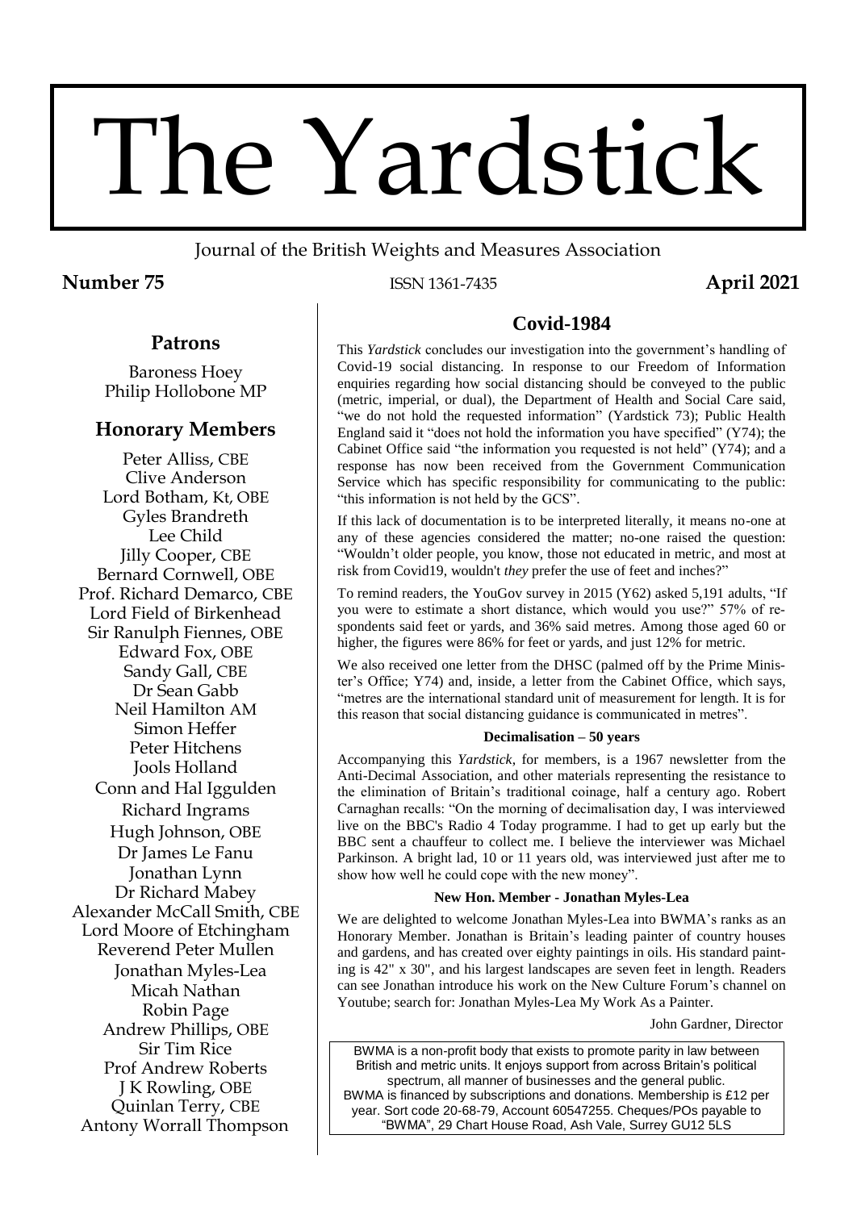# The Yardstick

Journal of the British Weights and Measures Association

**Number 75** ISSN 1361-7435 **April 2021**

## Patrons

Baroness Hoey
Philip Hollobone MP

## Honorary Members

Peter Alliss, CBE
Clive Anderson
Lord Botham, Kt, OBE
Gyles Brandreth
Lee Child
Jilly Cooper, CBE
Bernard Cornwell, OBE
Prof. Richard Demarco, CBE
Lord Field of Birkenhead
Sir Ranulph Fiennes, OBE
Edward Fox, OBE
Sandy Gall, CBE
Dr Sean Gabb
Neil Hamilton AM
Simon Heffer
Peter Hitchens
Jools Holland
Conn and Hal Iggulden
Richard Ingrams
Hugh Johnson, OBE
Dr James Le Fanu
Jonathan Lynn
Dr Richard Mabey
Alexander McCall Smith, CBE
Lord Moore of Etchingham
Reverend Peter Mullen
Jonathan Myles-Lea
Micah Nathan
Robin Page
Andrew Phillips, OBE
Sir Tim Rice
Prof Andrew Roberts
J K Rowling, OBE
Quinlan Terry, CBE
Antony Worrall Thompson

## Covid-1984

This *Yardstick* concludes our investigation into the government's handling of Covid-19 social distancing. In response to our Freedom of Information enquiries regarding how social distancing should be conveyed to the public (metric, imperial, or dual), the Department of Health and Social Care said, "we do not hold the requested information" (Yardstick 73); Public Health England said it "does not hold the information you have specified" (Y74); the Cabinet Office said "the information you requested is not held" (Y74); and a response has now been received from the Government Communication Service which has specific responsibility for communicating to the public: "this information is not held by the GCS".

If this lack of documentation is to be interpreted literally, it means no-one at any of these agencies considered the matter; no-one raised the question: "Wouldn't older people, you know, those not educated in metric, and most at risk from Covid19, wouldn't *they* prefer the use of feet and inches?"

To remind readers, the YouGov survey in 2015 (Y62) asked 5,191 adults, "If you were to estimate a short distance, which would you use?" 57% of respondents said feet or yards, and 36% said metres. Among those aged 60 or higher, the figures were 86% for feet or yards, and just 12% for metric.

We also received one letter from the DHSC (palmed off by the Prime Minister's Office; Y74) and, inside, a letter from the Cabinet Office, which says, "metres are the international standard unit of measurement for length. It is for this reason that social distancing guidance is communicated in metres".

#### Decimalisation – 50 years

Accompanying this *Yardstick*, for members, is a 1967 newsletter from the Anti-Decimal Association, and other materials representing the resistance to the elimination of Britain's traditional coinage, half a century ago. Robert Carnaghan recalls: "On the morning of decimalisation day, I was interviewed live on the BBC's Radio 4 Today programme. I had to get up early but the BBC sent a chauffeur to collect me. I believe the interviewer was Michael Parkinson. A bright lad, 10 or 11 years old, was interviewed just after me to show how well he could cope with the new money".

#### New Hon. Member - Jonathan Myles-Lea

We are delighted to welcome Jonathan Myles-Lea into BWMA's ranks as an Honorary Member. Jonathan is Britain's leading painter of country houses and gardens, and has created over eighty paintings in oils. His standard painting is 42" x 30", and his largest landscapes are seven feet in length. Readers can see Jonathan introduce his work on the New Culture Forum's channel on Youtube; search for: Jonathan Myles-Lea My Work As a Painter.

John Gardner, Director

BWMA is a non-profit body that exists to promote parity in law between British and metric units. It enjoys support from across Britain's political spectrum, all manner of businesses and the general public.
BWMA is financed by subscriptions and donations. Membership is £12 per year. Sort code 20-68-79, Account 60547255. Cheques/POs payable to "BWMA", 29 Chart House Road, Ash Vale, Surrey GU12 5LS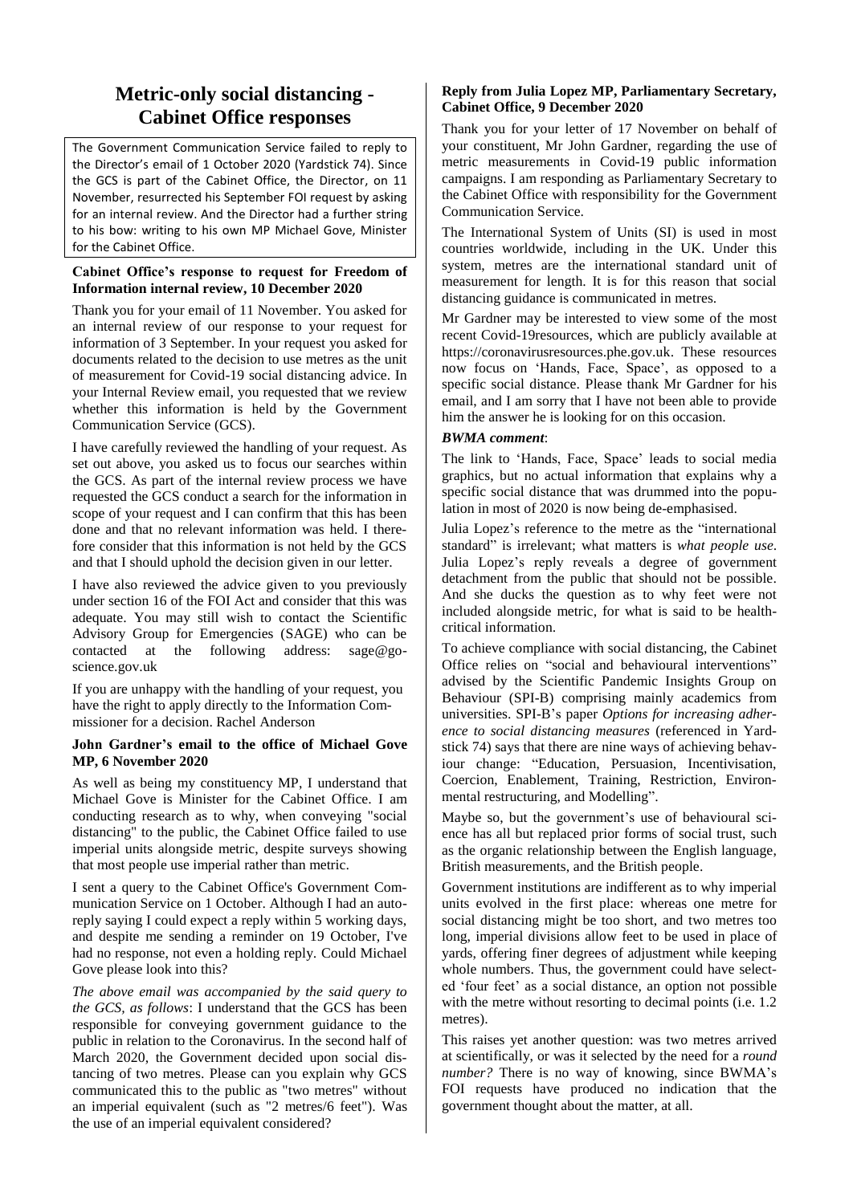# Metric-only social distancing - Cabinet Office responses

The Government Communication Service failed to reply to the Director's email of 1 October 2020 (Yardstick 74). Since the GCS is part of the Cabinet Office, the Director, on 11 November, resurrected his September FOI request by asking for an internal review. And the Director had a further string to his bow: writing to his own MP Michael Gove, Minister for the Cabinet Office.

**Cabinet Office's response to request for Freedom of Information internal review, 10 December 2020**

Thank you for your email of 11 November. You asked for an internal review of our response to your request for information of 3 September. In your request you asked for documents related to the decision to use metres as the unit of measurement for Covid-19 social distancing advice. In your Internal Review email, you requested that we review whether this information is held by the Government Communication Service (GCS).

I have carefully reviewed the handling of your request. As set out above, you asked us to focus our searches within the GCS. As part of the internal review process we have requested the GCS conduct a search for the information in scope of your request and I can confirm that this has been done and that no relevant information was held. I therefore consider that this information is not held by the GCS and that I should uphold the decision given in our letter.

I have also reviewed the advice given to you previously under section 16 of the FOI Act and consider that this was adequate. You may still wish to contact the Scientific Advisory Group for Emergencies (SAGE) who can be contacted at the following address: sage@go-science.gov.uk

If you are unhappy with the handling of your request, you have the right to apply directly to the Information Commissioner for a decision. Rachel Anderson

**John Gardner's email to the office of Michael Gove MP, 6 November 2020**

As well as being my constituency MP, I understand that Michael Gove is Minister for the Cabinet Office. I am conducting research as to why, when conveying "social distancing" to the public, the Cabinet Office failed to use imperial units alongside metric, despite surveys showing that most people use imperial rather than metric.

I sent a query to the Cabinet Office's Government Communication Service on 1 October. Although I had an auto-reply saying I could expect a reply within 5 working days, and despite me sending a reminder on 19 October, I've had no response, not even a holding reply. Could Michael Gove please look into this?

*The above email was accompanied by the said query to the GCS, as follows*: I understand that the GCS has been responsible for conveying government guidance to the public in relation to the Coronavirus. In the second half of March 2020, the Government decided upon social distancing of two metres. Please can you explain why GCS communicated this to the public as "two metres" without an imperial equivalent (such as "2 metres/6 feet"). Was the use of an imperial equivalent considered?

**Reply from Julia Lopez MP, Parliamentary Secretary, Cabinet Office, 9 December 2020**

Thank you for your letter of 17 November on behalf of your constituent, Mr John Gardner, regarding the use of metric measurements in Covid-19 public information campaigns. I am responding as Parliamentary Secretary to the Cabinet Office with responsibility for the Government Communication Service.

The International System of Units (SI) is used in most countries worldwide, including in the UK. Under this system, metres are the international standard unit of measurement for length. It is for this reason that social distancing guidance is communicated in metres.

Mr Gardner may be interested to view some of the most recent Covid-19resources, which are publicly available at https://coronavirusresources.phe.gov.uk. These resources now focus on 'Hands, Face, Space', as opposed to a specific social distance. Please thank Mr Gardner for his email, and I am sorry that I have not been able to provide him the answer he is looking for on this occasion.

***BWMA comment***:

The link to 'Hands, Face, Space' leads to social media graphics, but no actual information that explains why a specific social distance that was drummed into the population in most of 2020 is now being de-emphasised.

Julia Lopez's reference to the metre as the "international standard" is irrelevant; what matters is *what people use*. Julia Lopez's reply reveals a degree of government detachment from the public that should not be possible. And she ducks the question as to why feet were not included alongside metric, for what is said to be health-critical information.

To achieve compliance with social distancing, the Cabinet Office relies on "social and behavioural interventions" advised by the Scientific Pandemic Insights Group on Behaviour (SPI-B) comprising mainly academics from universities. SPI-B's paper *Options for increasing adherence to social distancing measures* (referenced in Yardstick 74) says that there are nine ways of achieving behaviour change: "Education, Persuasion, Incentivisation, Coercion, Enablement, Training, Restriction, Environmental restructuring, and Modelling".

Maybe so, but the government's use of behavioural science has all but replaced prior forms of social trust, such as the organic relationship between the English language, British measurements, and the British people.

Government institutions are indifferent as to why imperial units evolved in the first place: whereas one metre for social distancing might be too short, and two metres too long, imperial divisions allow feet to be used in place of yards, offering finer degrees of adjustment while keeping whole numbers. Thus, the government could have selected 'four feet' as a social distance, an option not possible with the metre without resorting to decimal points (i.e. 1.2 metres).

This raises yet another question: was two metres arrived at scientifically, or was it selected by the need for a *round number?* There is no way of knowing, since BWMA's FOI requests have produced no indication that the government thought about the matter, at all.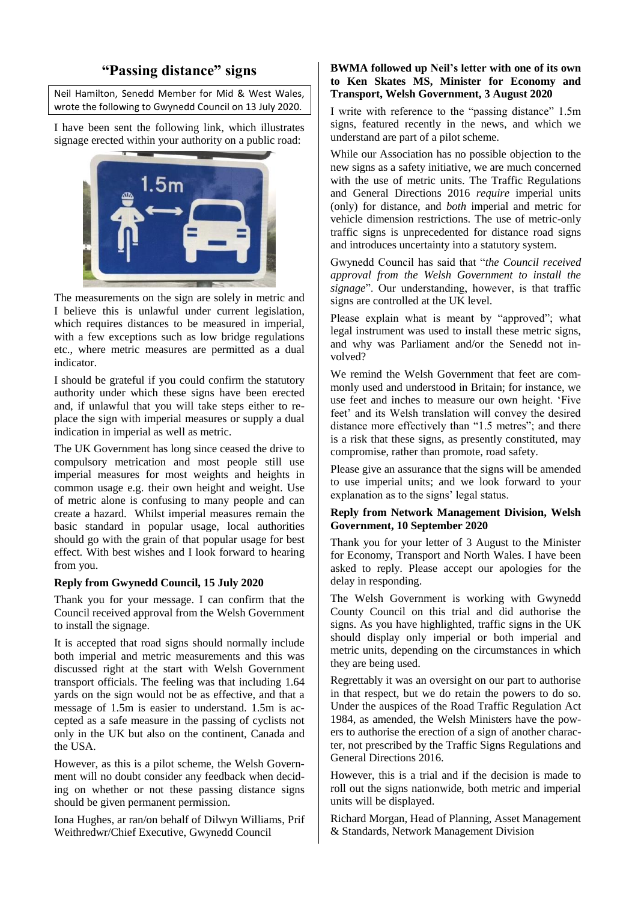# "Passing distance" signs

Neil Hamilton, Senedd Member for Mid & West Wales, wrote the following to Gwynedd Council on 13 July 2020.

I have been sent the following link, which illustrates signage erected within your authority on a public road:

The measurements on the sign are solely in metric and I believe this is unlawful under current legislation, which requires distances to be measured in imperial, with a few exceptions such as low bridge regulations etc., where metric measures are permitted as a dual indicator.

I should be grateful if you could confirm the statutory authority under which these signs have been erected and, if unlawful that you will take steps either to replace the sign with imperial measures or supply a dual indication in imperial as well as metric.

The UK Government has long since ceased the drive to compulsory metrication and most people still use imperial measures for most weights and heights in common usage e.g. their own height and weight. Use of metric alone is confusing to many people and can create a hazard. Whilst imperial measures remain the basic standard in popular usage, local authorities should go with the grain of that popular usage for best effect. With best wishes and I look forward to hearing from you.

**Reply from Gwynedd Council, 15 July 2020**

Thank you for your message. I can confirm that the Council received approval from the Welsh Government to install the signage.

It is accepted that road signs should normally include both imperial and metric measurements and this was discussed right at the start with Welsh Government transport officials. The feeling was that including 1.64 yards on the sign would not be as effective, and that a message of 1.5m is easier to understand. 1.5m is accepted as a safe measure in the passing of cyclists not only in the UK but also on the continent, Canada and the USA.

However, as this is a pilot scheme, the Welsh Government will no doubt consider any feedback when deciding on whether or not these passing distance signs should be given permanent permission.

Iona Hughes, ar ran/on behalf of Dilwyn Williams, Prif Weithredwr/Chief Executive, Gwynedd Council

**BWMA followed up Neil's letter with one of its own to Ken Skates MS, Minister for Economy and Transport, Welsh Government, 3 August 2020**

I write with reference to the "passing distance" 1.5m signs, featured recently in the news, and which we understand are part of a pilot scheme.

While our Association has no possible objection to the new signs as a safety initiative, we are much concerned with the use of metric units. The Traffic Regulations and General Directions 2016 *require* imperial units (only) for distance, and *both* imperial and metric for vehicle dimension restrictions. The use of metric-only traffic signs is unprecedented for distance road signs and introduces uncertainty into a statutory system.

Gwynedd Council has said that "*the Council received approval from the Welsh Government to install the signage*". Our understanding, however, is that traffic signs are controlled at the UK level.

Please explain what is meant by "approved"; what legal instrument was used to install these metric signs, and why was Parliament and/or the Senedd not involved?

We remind the Welsh Government that feet are commonly used and understood in Britain; for instance, we use feet and inches to measure our own height. 'Five feet' and its Welsh translation will convey the desired distance more effectively than "1.5 metres"; and there is a risk that these signs, as presently constituted, may compromise, rather than promote, road safety.

Please give an assurance that the signs will be amended to use imperial units; and we look forward to your explanation as to the signs' legal status.

**Reply from Network Management Division, Welsh Government, 10 September 2020**

Thank you for your letter of 3 August to the Minister for Economy, Transport and North Wales. I have been asked to reply. Please accept our apologies for the delay in responding.

The Welsh Government is working with Gwynedd County Council on this trial and did authorise the signs. As you have highlighted, traffic signs in the UK should display only imperial or both imperial and metric units, depending on the circumstances in which they are being used.

Regrettably it was an oversight on our part to authorise in that respect, but we do retain the powers to do so. Under the auspices of the Road Traffic Regulation Act 1984, as amended, the Welsh Ministers have the powers to authorise the erection of a sign of another character, not prescribed by the Traffic Signs Regulations and General Directions 2016.

However, this is a trial and if the decision is made to roll out the signs nationwide, both metric and imperial units will be displayed.

Richard Morgan, Head of Planning, Asset Management & Standards, Network Management Division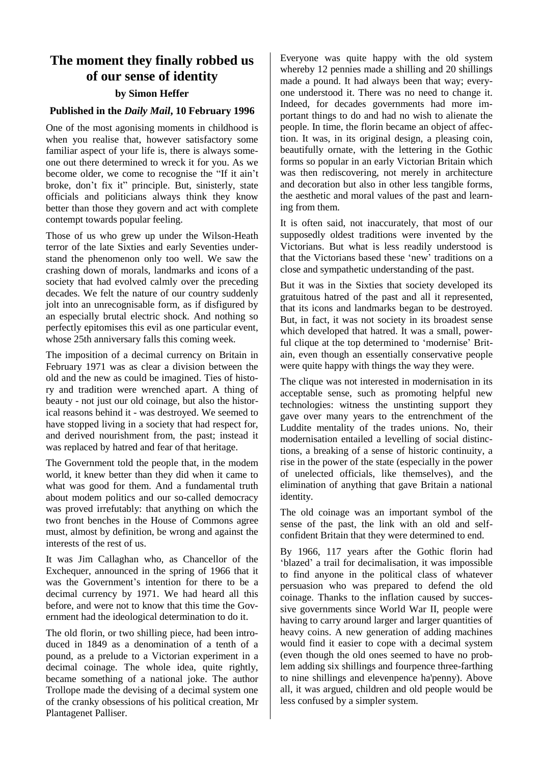# The moment they finally robbed us of our sense of identity

### by Simon Heffer

### Published in the *Daily Mail*, 10 February 1996

One of the most agonising moments in childhood is when you realise that, however satisfactory some familiar aspect of your life is, there is always someone out there determined to wreck it for you. As we become older, we come to recognise the "If it ain't broke, don't fix it" principle. But, sinisterly, state officials and politicians always think they know better than those they govern and act with complete contempt towards popular feeling.

Those of us who grew up under the Wilson-Heath terror of the late Sixties and early Seventies understand the phenomenon only too well. We saw the crashing down of morals, landmarks and icons of a society that had evolved calmly over the preceding decades. We felt the nature of our country suddenly jolt into an unrecognisable form, as if disfigured by an especially brutal electric shock. And nothing so perfectly epitomises this evil as one particular event, whose 25th anniversary falls this coming week.

The imposition of a decimal currency on Britain in February 1971 was as clear a division between the old and the new as could be imagined. Ties of history and tradition were wrenched apart. A thing of beauty - not just our old coinage, but also the historical reasons behind it - was destroyed. We seemed to have stopped living in a society that had respect for, and derived nourishment from, the past; instead it was replaced by hatred and fear of that heritage.

The Government told the people that, in the modem world, it knew better than they did when it came to what was good for them. And a fundamental truth about modem politics and our so-called democracy was proved irrefutably: that anything on which the two front benches in the House of Commons agree must, almost by definition, be wrong and against the interests of the rest of us.

It was Jim Callaghan who, as Chancellor of the Exchequer, announced in the spring of 1966 that it was the Government's intention for there to be a decimal currency by 1971. We had heard all this before, and were not to know that this time the Government had the ideological determination to do it.

The old florin, or two shilling piece, had been introduced in 1849 as a denomination of a tenth of a pound, as a prelude to a Victorian experiment in a decimal coinage. The whole idea, quite rightly, became something of a national joke. The author Trollope made the devising of a decimal system one of the cranky obsessions of his political creation, Mr Plantagenet Palliser.

Everyone was quite happy with the old system whereby 12 pennies made a shilling and 20 shillings made a pound. It had always been that way; everyone understood it. There was no need to change it. Indeed, for decades governments had more important things to do and had no wish to alienate the people. In time, the florin became an object of affection. It was, in its original design, a pleasing coin, beautifully ornate, with the lettering in the Gothic forms so popular in an early Victorian Britain which was then rediscovering, not merely in architecture and decoration but also in other less tangible forms, the aesthetic and moral values of the past and learning from them.

It is often said, not inaccurately, that most of our supposedly oldest traditions were invented by the Victorians. But what is less readily understood is that the Victorians based these 'new' traditions on a close and sympathetic understanding of the past.

But it was in the Sixties that society developed its gratuitous hatred of the past and all it represented, that its icons and landmarks began to be destroyed. But, in fact, it was not society in its broadest sense which developed that hatred. It was a small, powerful clique at the top determined to 'modernise' Britain, even though an essentially conservative people were quite happy with things the way they were.

The clique was not interested in modernisation in its acceptable sense, such as promoting helpful new technologies: witness the unstinting support they gave over many years to the entrenchment of the Luddite mentality of the trades unions. No, their modernisation entailed a levelling of social distinctions, a breaking of a sense of historic continuity, a rise in the power of the state (especially in the power of unelected officials, like themselves), and the elimination of anything that gave Britain a national identity.

The old coinage was an important symbol of the sense of the past, the link with an old and self-confident Britain that they were determined to end.

By 1966, 117 years after the Gothic florin had 'blazed' a trail for decimalisation, it was impossible to find anyone in the political class of whatever persuasion who was prepared to defend the old coinage. Thanks to the inflation caused by successive governments since World War II, people were having to carry around larger and larger quantities of heavy coins. A new generation of adding machines would find it easier to cope with a decimal system (even though the old ones seemed to have no problem adding six shillings and fourpence three-farthing to nine shillings and elevenpence ha'penny). Above all, it was argued, children and old people would be less confused by a simpler system.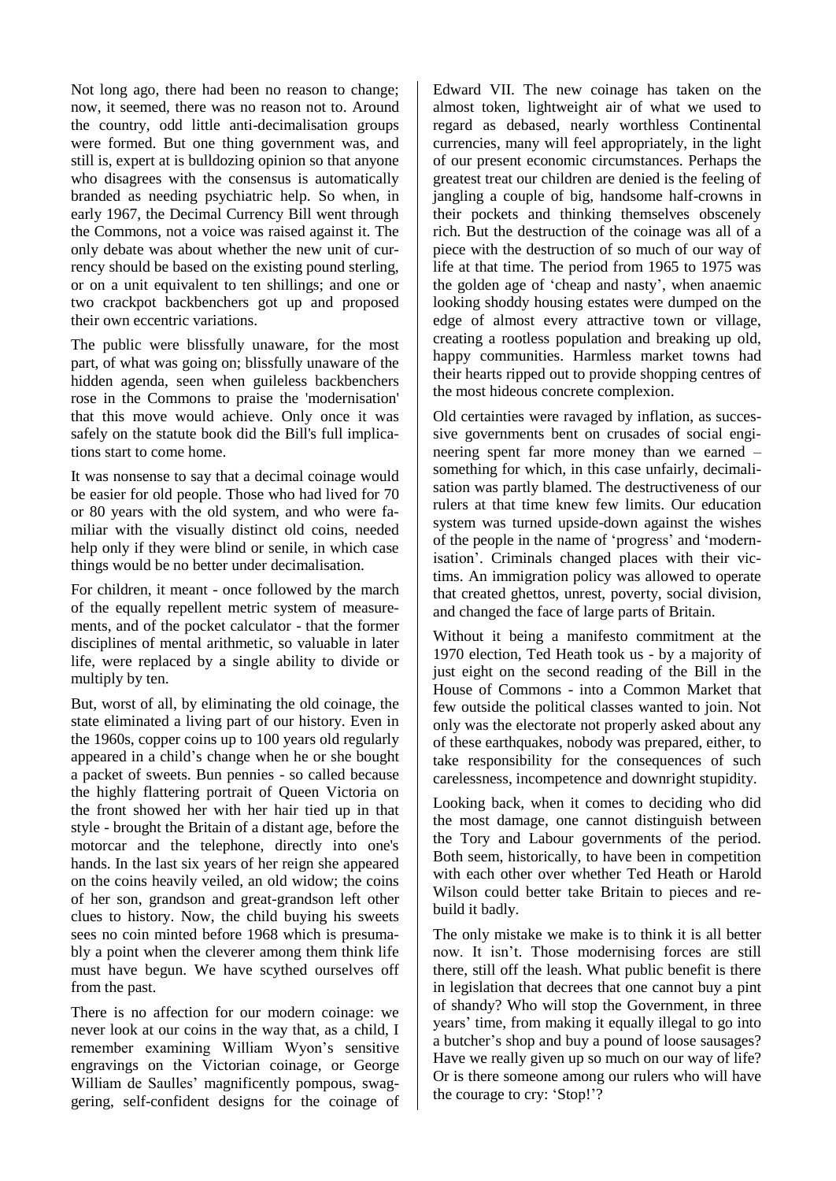Not long ago, there had been no reason to change; now, it seemed, there was no reason not to. Around the country, odd little anti-decimalisation groups were formed. But one thing government was, and still is, expert at is bulldozing opinion so that anyone who disagrees with the consensus is automatically branded as needing psychiatric help. So when, in early 1967, the Decimal Currency Bill went through the Commons, not a voice was raised against it. The only debate was about whether the new unit of currency should be based on the existing pound sterling, or on a unit equivalent to ten shillings; and one or two crackpot backbenchers got up and proposed their own eccentric variations.

The public were blissfully unaware, for the most part, of what was going on; blissfully unaware of the hidden agenda, seen when guileless backbenchers rose in the Commons to praise the 'modernisation' that this move would achieve. Only once it was safely on the statute book did the Bill's full implications start to come home.

It was nonsense to say that a decimal coinage would be easier for old people. Those who had lived for 70 or 80 years with the old system, and who were familiar with the visually distinct old coins, needed help only if they were blind or senile, in which case things would be no better under decimalisation.

For children, it meant - once followed by the march of the equally repellent metric system of measurements, and of the pocket calculator - that the former disciplines of mental arithmetic, so valuable in later life, were replaced by a single ability to divide or multiply by ten.

But, worst of all, by eliminating the old coinage, the state eliminated a living part of our history. Even in the 1960s, copper coins up to 100 years old regularly appeared in a child's change when he or she bought a packet of sweets. Bun pennies - so called because the highly flattering portrait of Queen Victoria on the front showed her with her hair tied up in that style - brought the Britain of a distant age, before the motorcar and the telephone, directly into one's hands. In the last six years of her reign she appeared on the coins heavily veiled, an old widow; the coins of her son, grandson and great-grandson left other clues to history. Now, the child buying his sweets sees no coin minted before 1968 which is presumably a point when the cleverer among them think life must have begun. We have scythed ourselves off from the past.

There is no affection for our modern coinage: we never look at our coins in the way that, as a child, I remember examining William Wyon's sensitive engravings on the Victorian coinage, or George William de Saulles' magnificently pompous, swaggering, self-confident designs for the coinage of Edward VII. The new coinage has taken on the almost token, lightweight air of what we used to regard as debased, nearly worthless Continental currencies, many will feel appropriately, in the light of our present economic circumstances. Perhaps the greatest treat our children are denied is the feeling of jangling a couple of big, handsome half-crowns in their pockets and thinking themselves obscenely rich. But the destruction of the coinage was all of a piece with the destruction of so much of our way of life at that time. The period from 1965 to 1975 was the golden age of 'cheap and nasty', when anaemic looking shoddy housing estates were dumped on the edge of almost every attractive town or village, creating a rootless population and breaking up old, happy communities. Harmless market towns had their hearts ripped out to provide shopping centres of the most hideous concrete complexion.

Old certainties were ravaged by inflation, as successive governments bent on crusades of social engineering spent far more money than we earned – something for which, in this case unfairly, decimalisation was partly blamed. The destructiveness of our rulers at that time knew few limits. Our education system was turned upside-down against the wishes of the people in the name of 'progress' and 'modernisation'. Criminals changed places with their victims. An immigration policy was allowed to operate that created ghettos, unrest, poverty, social division, and changed the face of large parts of Britain.

Without it being a manifesto commitment at the 1970 election, Ted Heath took us - by a majority of just eight on the second reading of the Bill in the House of Commons - into a Common Market that few outside the political classes wanted to join. Not only was the electorate not properly asked about any of these earthquakes, nobody was prepared, either, to take responsibility for the consequences of such carelessness, incompetence and downright stupidity.

Looking back, when it comes to deciding who did the most damage, one cannot distinguish between the Tory and Labour governments of the period. Both seem, historically, to have been in competition with each other over whether Ted Heath or Harold Wilson could better take Britain to pieces and rebuild it badly.

The only mistake we make is to think it is all better now. It isn't. Those modernising forces are still there, still off the leash. What public benefit is there in legislation that decrees that one cannot buy a pint of shandy? Who will stop the Government, in three years' time, from making it equally illegal to go into a butcher's shop and buy a pound of loose sausages? Have we really given up so much on our way of life? Or is there someone among our rulers who will have the courage to cry: 'Stop!'?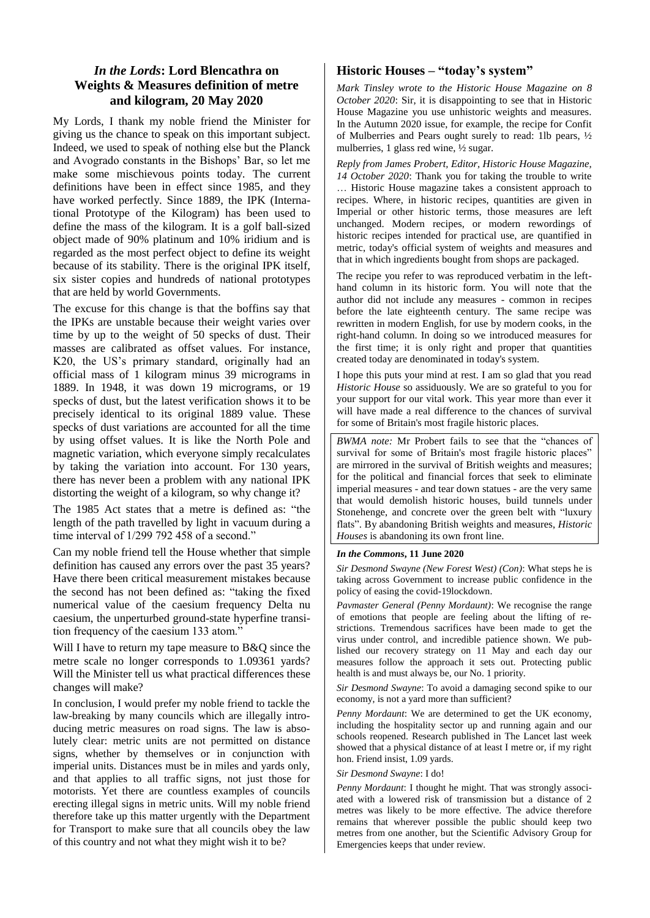## *In the Lords*: Lord Blencathra on Weights & Measures definition of metre and kilogram, 20 May 2020

My Lords, I thank my noble friend the Minister for giving us the chance to speak on this important subject. Indeed, we used to speak of nothing else but the Planck and Avogrado constants in the Bishops' Bar, so let me make some mischievous points today. The current definitions have been in effect since 1985, and they have worked perfectly. Since 1889, the IPK (International Prototype of the Kilogram) has been used to define the mass of the kilogram. It is a golf ball-sized object made of 90% platinum and 10% iridium and is regarded as the most perfect object to define its weight because of its stability. There is the original IPK itself, six sister copies and hundreds of national prototypes that are held by world Governments.

The excuse for this change is that the boffins say that the IPKs are unstable because their weight varies over time by up to the weight of 50 specks of dust. Their masses are calibrated as offset values. For instance, K20, the US's primary standard, originally had an official mass of 1 kilogram minus 39 micrograms in 1889. In 1948, it was down 19 micrograms, or 19 specks of dust, but the latest verification shows it to be precisely identical to its original 1889 value. These specks of dust variations are accounted for all the time by using offset values. It is like the North Pole and magnetic variation, which everyone simply recalculates by taking the variation into account. For 130 years, there has never been a problem with any national IPK distorting the weight of a kilogram, so why change it?

The 1985 Act states that a metre is defined as: "the length of the path travelled by light in vacuum during a time interval of 1/299 792 458 of a second."

Can my noble friend tell the House whether that simple definition has caused any errors over the past 35 years? Have there been critical measurement mistakes because the second has not been defined as: "taking the fixed numerical value of the caesium frequency Delta nu caesium, the unperturbed ground-state hyperfine transition frequency of the caesium 133 atom."

Will I have to return my tape measure to B&Q since the metre scale no longer corresponds to 1.09361 yards? Will the Minister tell us what practical differences these changes will make?

In conclusion, I would prefer my noble friend to tackle the law-breaking by many councils which are illegally introducing metric measures on road signs. The law is absolutely clear: metric units are not permitted on distance signs, whether by themselves or in conjunction with imperial units. Distances must be in miles and yards only, and that applies to all traffic signs, not just those for motorists. Yet there are countless examples of councils erecting illegal signs in metric units. Will my noble friend therefore take up this matter urgently with the Department for Transport to make sure that all councils obey the law of this country and not what they might wish it to be?

## Historic Houses – "today's system"

*Mark Tinsley wrote to the Historic House Magazine on 8 October 2020*: Sir, it is disappointing to see that in Historic House Magazine you use unhistoric weights and measures. In the Autumn 2020 issue, for example, the recipe for Confit of Mulberries and Pears ought surely to read: 1lb pears, ½ mulberries, 1 glass red wine, ½ sugar.

*Reply from James Probert, Editor, Historic House Magazine, 14 October 2020*: Thank you for taking the trouble to write … Historic House magazine takes a consistent approach to recipes. Where, in historic recipes, quantities are given in Imperial or other historic terms, those measures are left unchanged. Modern recipes, or modern rewordings of historic recipes intended for practical use, are quantified in metric, today's official system of weights and measures and that in which ingredients bought from shops are packaged.

The recipe you refer to was reproduced verbatim in the left-hand column in its historic form. You will note that the author did not include any measures - common in recipes before the late eighteenth century. The same recipe was rewritten in modern English, for use by modern cooks, in the right-hand column. In doing so we introduced measures for the first time; it is only right and proper that quantities created today are denominated in today's system.

I hope this puts your mind at rest. I am so glad that you read *Historic House* so assiduously. We are so grateful to you for your support for our vital work. This year more than ever it will have made a real difference to the chances of survival for some of Britain's most fragile historic places.

*BWMA note:* Mr Probert fails to see that the "chances of survival for some of Britain's most fragile historic places" are mirrored in the survival of British weights and measures; for the political and financial forces that seek to eliminate imperial measures - and tear down statues - are the very same that would demolish historic houses, build tunnels under Stonehenge, and concrete over the green belt with "luxury flats". By abandoning British weights and measures, *Historic Houses* is abandoning its own front line.

### *In the Commons*, 11 June 2020

*Sir Desmond Swayne (New Forest West) (Con)*: What steps he is taking across Government to increase public confidence in the policy of easing the covid-19lockdown.

*Paymaster General (Penny Mordaunt)*: We recognise the range of emotions that people are feeling about the lifting of restrictions. Tremendous sacrifices have been made to get the virus under control, and incredible patience shown. We published our recovery strategy on 11 May and each day our measures follow the approach it sets out. Protecting public health is and must always be, our No. 1 priority.

*Sir Desmond Swayne*: To avoid a damaging second spike to our economy, is not a yard more than sufficient?

*Penny Mordaunt*: We are determined to get the UK economy, including the hospitality sector up and running again and our schools reopened. Research published in The Lancet last week showed that a physical distance of at least I metre or, if my right hon. Friend insist, 1.09 yards.

*Sir Desmond Swayne*: I do!

*Penny Mordaunt*: I thought he might. That was strongly associated with a lowered risk of transmission but a distance of 2 metres was likely to be more effective. The advice therefore remains that wherever possible the public should keep two metres from one another, but the Scientific Advisory Group for Emergencies keeps that under review.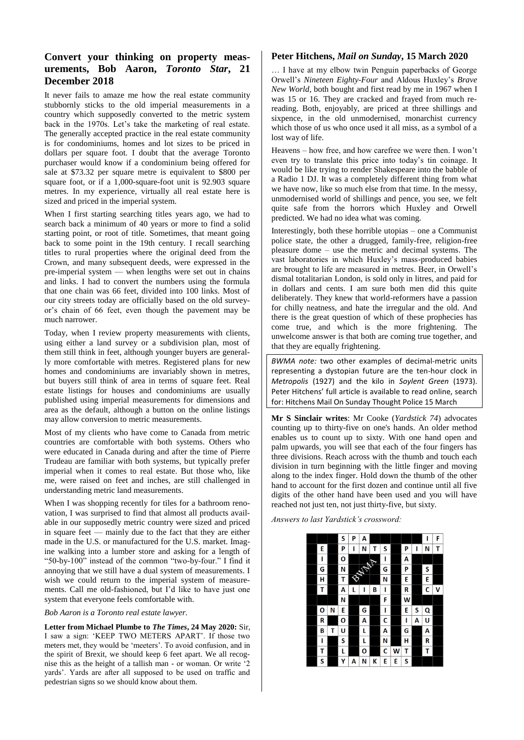## Convert your thinking on property measurements, Bob Aaron, *Toronto Star*, 21 December 2018

It never fails to amaze me how the real estate community stubbornly sticks to the old imperial measurements in a country which supposedly converted to the metric system back in the 1970s. Let's take the marketing of real estate. The generally accepted practice in the real estate community is for condominiums, homes and lot sizes to be priced in dollars per square foot. I doubt that the average Toronto purchaser would know if a condominium being offered for sale at $73.32 per square metre is equivalent to $800 per square foot, or if a 1,000-square-foot unit is 92.903 square metres. In my experience, virtually all real estate here is sized and priced in the imperial system.

When I first starting searching titles years ago, we had to search back a minimum of 40 years or more to find a solid starting point, or root of title. Sometimes, that meant going back to some point in the 19th century. I recall searching titles to rural properties where the original deed from the Crown, and many subsequent deeds, were expressed in the pre-imperial system — when lengths were set out in chains and links. I had to convert the numbers using the formula that one chain was 66 feet, divided into 100 links. Most of our city streets today are officially based on the old surveyor's chain of 66 feet, even though the pavement may be much narrower.

Today, when I review property measurements with clients, using either a land survey or a subdivision plan, most of them still think in feet, although younger buyers are generally more comfortable with metres. Registered plans for new homes and condominiums are invariably shown in metres, but buyers still think of area in terms of square feet. Real estate listings for houses and condominiums are usually published using imperial measurements for dimensions and area as the default, although a button on the online listings may allow conversion to metric measurements.

Most of my clients who have come to Canada from metric countries are comfortable with both systems. Others who were educated in Canada during and after the time of Pierre Trudeau are familiar with both systems, but typically prefer imperial when it comes to real estate. But those who, like me, were raised on feet and inches, are still challenged in understanding metric land measurements.

When I was shopping recently for tiles for a bathroom renovation, I was surprised to find that almost all products available in our supposedly metric country were sized and priced in square feet — mainly due to the fact that they are either made in the U.S. or manufactured for the U.S. market. Imagine walking into a lumber store and asking for a length of "50-by-100" instead of the common "two-by-four." I find it annoying that we still have a dual system of measurements. I wish we could return to the imperial system of measurements. Call me old-fashioned, but I'd like to have just one system that everyone feels comfortable with.

*Bob Aaron is a Toronto real estate lawyer.*

**Letter from Michael Plumbe to *The Times*, 24 May 2020:** Sir, I saw a sign: 'KEEP TWO METERS APART'. If those two meters met, they would be 'meeters'. To avoid confusion, and in the spirit of Brexit, we should keep 6 feet apart. We all recognise this as the height of a tallish man - or woman. Or write '2 yards'. Yards are after all supposed to be used on traffic and pedestrian signs so we should know about them.

## Peter Hitchens, *Mail on Sunday*, 15 March 2020

… I have at my elbow twin Penguin paperbacks of George Orwell's *Nineteen Eighty-Four* and Aldous Huxley's *Brave New World*, both bought and first read by me in 1967 when I was 15 or 16. They are cracked and frayed from much re-reading. Both, enjoyably, are priced at three shillings and sixpence, in the old unmodernised, monarchist currency which those of us who once used it all miss, as a symbol of a lost way of life.

Heavens – how free, and how carefree we were then. I won't even try to translate this price into today's tin coinage. It would be like trying to render Shakespeare into the babble of a Radio 1 DJ. It was a completely different thing from what we have now, like so much else from that time. In the messy, unmodernised world of shillings and pence, you see, we felt quite safe from the horrors which Huxley and Orwell predicted. We had no idea what was coming.

Interestingly, both these horrible utopias – one a Communist police state, the other a drugged, family-free, religion-free pleasure dome – use the metric and decimal systems. The vast laboratories in which Huxley's mass-produced babies are brought to life are measured in metres. Beer, in Orwell's dismal totalitarian London, is sold only in litres, and paid for in dollars and cents. I am sure both men did this quite deliberately. They knew that world-reformers have a passion for chilly neatness, and hate the irregular and the old. And there is the great question of which of these prophecies has come true, and which is the more frightening. The unwelcome answer is that both are coming true together, and that they are equally frightening.

*BWMA note:* two other examples of decimal-metric units representing a dystopian future are the ten-hour clock in *Metropolis* (1927) and the kilo in *Soylent Green* (1973). Peter Hitchens' full article is available to read online, search for: Hitchens Mail On Sunday Thought Police 15 March

**Mr S Sinclair writes**: Mr Cooke (*Yardstick 74*) advocates counting up to thirty-five on one's hands. An older method enables us to count up to sixty. With one hand open and palm upwards, you will see that each of the four fingers has three divisions. Reach across with the thumb and touch each division in turn beginning with the little finger and moving along to the index finger. Hold down the thumb of the other hand to account for the first dozen and continue until all five digits of the other hand have been used and you will have reached not just ten, not just thirty-five, but sixty.

*Answers to last Yardstick's crossword:*

| | | | | | | | | | | | | |
|---|---|---|---|---|---|---|---|---|---|---|---|---|
| | | | S | P | A | | | | | | I | F |
| | E | | P | I | N | T | S | | P | I | N | T |
| | I | | O | | | | I | | A | | | |
| | G | | N | | | | G | | P | | S | |
| | H | | T | | | | N | | E | | E | |
| | T | | A | L | I | B | I | | R | | C | V |
| | | | N | | | | F | | W | | | |
| | O | N | E | | G | | I | | E | S | Q | |
| | R | | O | | A | | C | | I | A | U | |
| | B | T | U | | L | | A | | G | | A | |
| | I | | S | | L | | N | | H | | R | |
| | T | | L | | O | | C | W | T | | T | |
| | S | | Y | A | N | K | E | E | S | | | |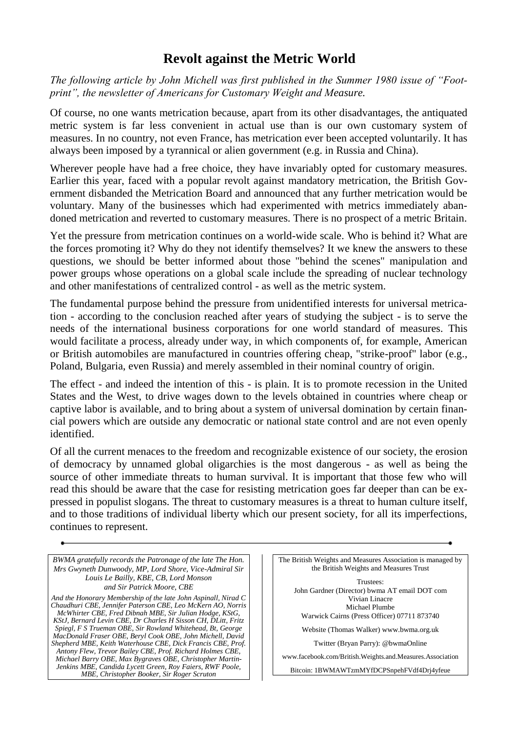# Revolt against the Metric World

*The following article by John Michell was first published in the Summer 1980 issue of "Footprint", the newsletter of Americans for Customary Weight and Measure.*

Of course, no one wants metrication because, apart from its other disadvantages, the antiquated metric system is far less convenient in actual use than is our own customary system of measures. In no country, not even France, has metrication ever been accepted voluntarily. It has always been imposed by a tyrannical or alien government (e.g. in Russia and China).

Wherever people have had a free choice, they have invariably opted for customary measures. Earlier this year, faced with a popular revolt against mandatory metrication, the British Government disbanded the Metrication Board and announced that any further metrication would be voluntary. Many of the businesses which had experimented with metrics immediately abandoned metrication and reverted to customary measures. There is no prospect of a metric Britain.

Yet the pressure from metrication continues on a world-wide scale. Who is behind it? What are the forces promoting it? Why do they not identify themselves? It we knew the answers to these questions, we should be better informed about those "behind the scenes" manipulation and power groups whose operations on a global scale include the spreading of nuclear technology and other manifestations of centralized control - as well as the metric system.

The fundamental purpose behind the pressure from unidentified interests for universal metrication - according to the conclusion reached after years of studying the subject - is to serve the needs of the international business corporations for one world standard of measures. This would facilitate a process, already under way, in which components of, for example, American or British automobiles are manufactured in countries offering cheap, "strike-proof" labor (e.g., Poland, Bulgaria, even Russia) and merely assembled in their nominal country of origin.

The effect - and indeed the intention of this - is plain. It is to promote recession in the United States and the West, to drive wages down to the levels obtained in countries where cheap or captive labor is available, and to bring about a system of universal domination by certain financial powers which are outside any democratic or national state control and are not even openly identified.

Of all the current menaces to the freedom and recognizable existence of our society, the erosion of democracy by unnamed global oligarchies is the most dangerous - as well as being the source of other immediate threats to human survival. It is important that those few who will read this should be aware that the case for resisting metrication goes far deeper than can be expressed in populist slogans. The threat to customary measures is a threat to human culture itself, and to those traditions of individual liberty which our present society, for all its imperfections, continues to represent.

---

*BWMA gratefully records the Patronage of the late The Hon. Mrs Gwyneth Dunwoody, MP, Lord Shore, Vice-Admiral Sir Louis Le Bailly, KBE, CB, Lord Monson and Sir Patrick Moore, CBE*

*And the Honorary Membership of the late John Aspinall, Nirad C Chaudhuri CBE, Jennifer Paterson CBE, Leo McKern AO, Norris McWhirter CBE, Fred Dibnah MBE, Sir Julian Hodge, KStG, KStJ, Bernard Levin CBE, Dr Charles H Sisson CH, DLitt, Fritz Spiegl, F S Trueman OBE, Sir Rowland Whitehead, Bt, George MacDonald Fraser OBE, Beryl Cook OBE, John Michell, David Shepherd MBE, Keith Waterhouse CBE, Dick Francis CBE, Prof. Antony Flew, Trevor Bailey CBE, Prof. Richard Holmes CBE, Michael Barry OBE, Max Bygraves OBE, Christopher Martin-Jenkins MBE, Candida Lycett Green, Roy Faiers, RWF Poole, MBE, Christopher Booker, Sir Roger Scruton*

The British Weights and Measures Association is managed by the British Weights and Measures Trust

Trustees:
John Gardner (Director) bwma AT email DOT com
Vivian Linacre
Michael Plumbe
Warwick Cairns (Press Officer) 07711 873740

Website (Thomas Walker) www.bwma.org.uk

Twitter (Bryan Parry): @bwmaOnline

www.facebook.com/British.Weights.and.Measures.Association

Bitcoin: 1BWMAWTzmMYfDCPSnpehFVdf4Drj4yfeue